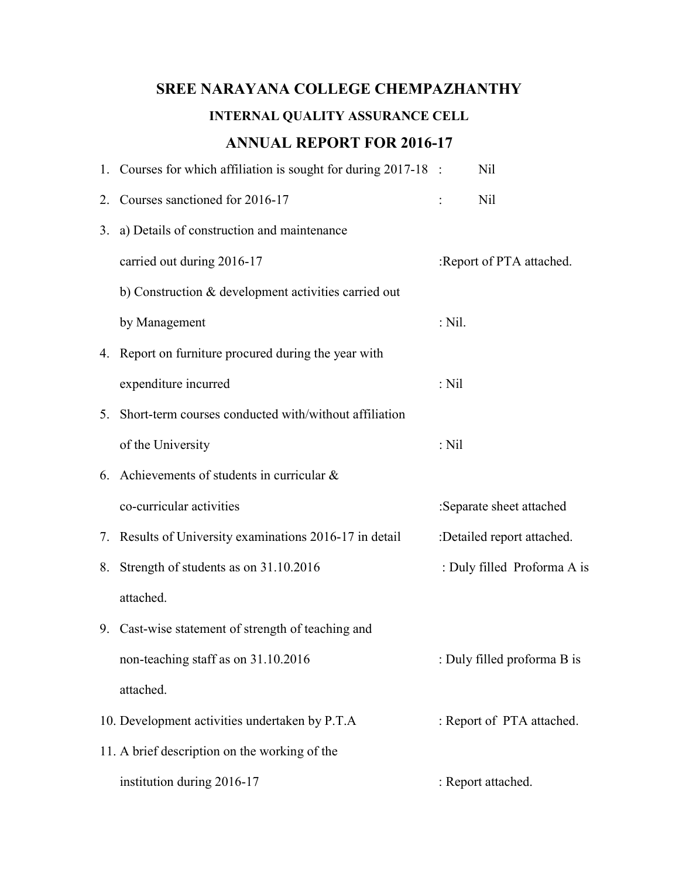# SREE NARAYANA COLLEGE CHEMPAZHANTHY

## INTERNAL QUALITY ASSURANCE CELL

## ANNUAL REPORT FOR 2016-17

1. Courses for which affiliation is sought for during 2017-18 : Nil
2. Courses sanctioned for 2016-17 : Nil
3. a) Details of construction and maintenance carried out during 2016-17 :Report of PTA attached.

   b) Construction & development activities carried out by Management : Nil.
4. Report on furniture procured during the year with expenditure incurred : Nil
5. Short-term courses conducted with/without affiliation of the University : Nil
6. Achievements of students in curricular & co-curricular activities :Separate sheet attached
7. Results of University examinations 2016-17 in detail :Detailed report attached.
8. Strength of students as on 31.10.2016 : Duly filled Proforma A is attached.
9. Cast-wise statement of strength of teaching and non-teaching staff as on 31.10.2016 : Duly filled proforma B is attached.
10. Development activities undertaken by P.T.A : Report of PTA attached.
11. A brief description on the working of the institution during 2016-17 : Report attached.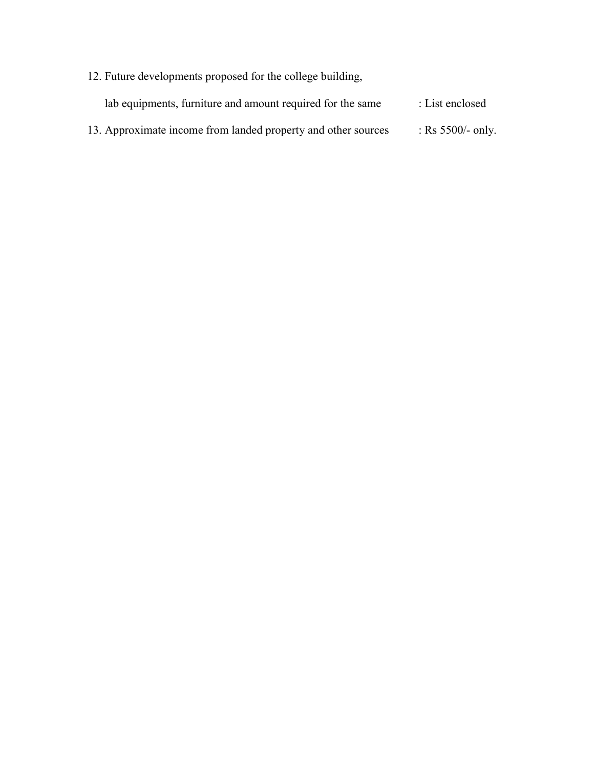12. Future developments proposed for the college building, lab equipments, furniture and amount required for the same : List enclosed
13. Approximate income from landed property and other sources : Rs 5500/- only.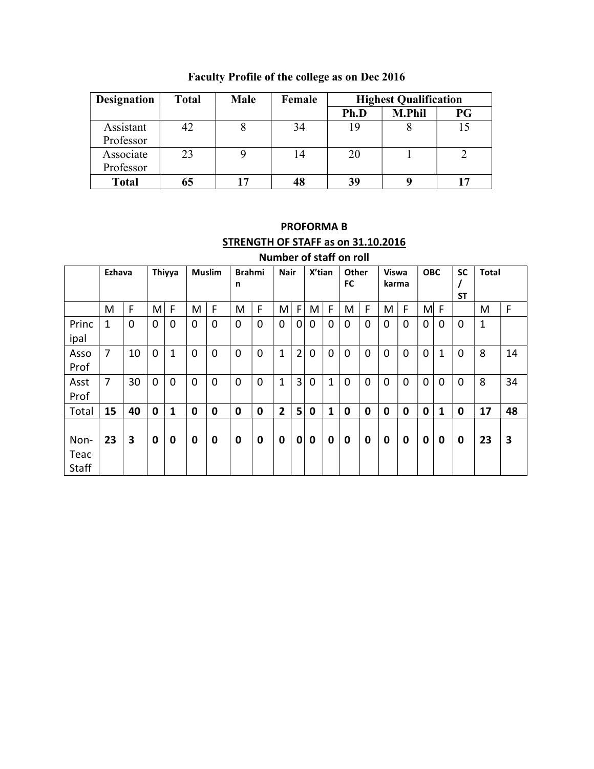## Faculty Profile of the college as on Dec 2016

| Designation | Total | Male | Female | Highest Qualification | | |
|---|---|---|---|---|---|---|
| | | | | Ph.D | M.Phil | PG |
| Assistant Professor | 42 | 8 | 34 | 19 | 8 | 15 |
| Associate Professor | 23 | 9 | 14 | 20 | 1 | 2 |
| **Total** | **65** | **17** | **48** | **39** | **9** | **17** |

## PROFORMA B

## STRENGTH OF STAFF as on 31.10.2016

### Number of staff on roll

| | Ezhava | | Thiyya | | Muslim | | Brahmin | | Nair | | X'tian | | Other FC | | Viswa karma | | OBC | | SC / ST | Total | |
|---|---|---|---|---|---|---|---|---|---|---|---|---|---|---|---|---|---|---|---|---|---|
| | M | F | M | F | M | F | M | F | M | F | M | F | M | F | M | F | M | F | | M | F |
| Principal | 1 | 0 | 0 | 0 | 0 | 0 | 0 | 0 | 0 | 0 | 0 | 0 | 0 | 0 | 0 | 0 | 0 | 0 | 0 | 1 | |
| Asso Prof | 7 | 10 | 0 | 1 | 0 | 0 | 0 | 0 | 1 | 2 | 0 | 0 | 0 | 0 | 0 | 0 | 0 | 1 | 0 | 8 | 14 |
| Asst Prof | 7 | 30 | 0 | 0 | 0 | 0 | 0 | 0 | 1 | 3 | 0 | 1 | 0 | 0 | 0 | 0 | 0 | 0 | 0 | 8 | 34 |
| Total | **15** | **40** | **0** | **1** | **0** | **0** | **0** | **0** | **2** | **5** | **0** | **1** | **0** | **0** | **0** | **0** | **0** | **1** | **0** | **17** | **48** |
| Non-Teac Staff | **23** | **3** | **0** | **0** | **0** | **0** | **0** | **0** | **0** | **0** | **0** | **0** | **0** | **0** | **0** | **0** | **0** | **0** | **0** | **23** | **3** |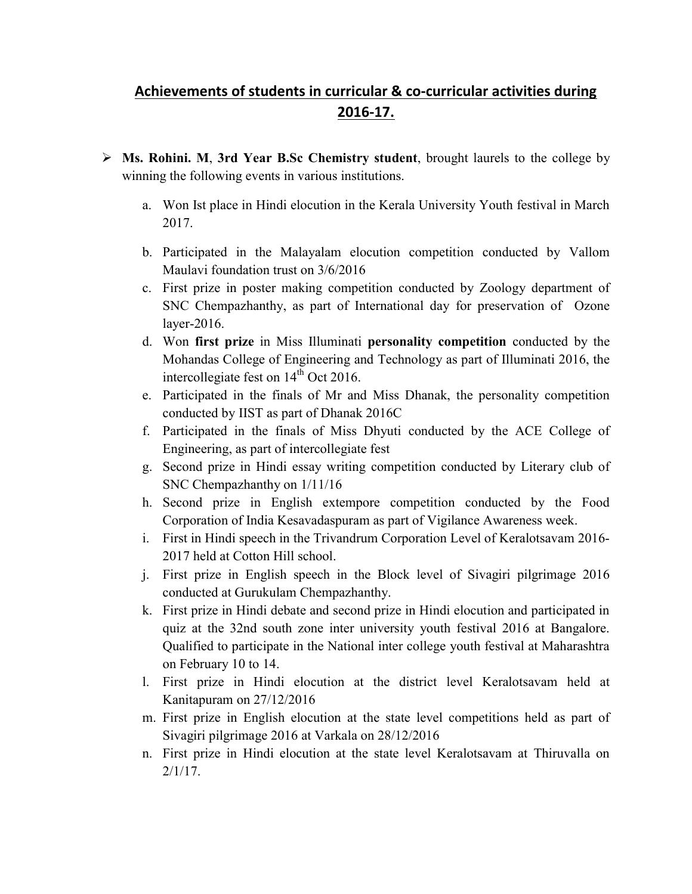## Achievements of students in curricular & co-curricular activities during 2016-17.

- **Ms. Rohini. M**, **3rd Year B.Sc Chemistry student**, brought laurels to the college by winning the following events in various institutions.

  a. Won Ist place in Hindi elocution in the Kerala University Youth festival in March 2017.

  b. Participated in the Malayalam elocution competition conducted by Vallom Maulavi foundation trust on 3/6/2016

  c. First prize in poster making competition conducted by Zoology department of SNC Chempazhanthy, as part of International day for preservation of Ozone layer-2016.

  d. Won **first prize** in Miss Illuminati **personality competition** conducted by the Mohandas College of Engineering and Technology as part of Illuminati 2016, the intercollegiate fest on 14th Oct 2016.

  e. Participated in the finals of Mr and Miss Dhanak, the personality competition conducted by IIST as part of Dhanak 2016C

  f. Participated in the finals of Miss Dhyuti conducted by the ACE College of Engineering, as part of intercollegiate fest

  g. Second prize in Hindi essay writing competition conducted by Literary club of SNC Chempazhanthy on 1/11/16

  h. Second prize in English extempore competition conducted by the Food Corporation of India Kesavadaspuram as part of Vigilance Awareness week.

  i. First in Hindi speech in the Trivandrum Corporation Level of Keralotsavam 2016-2017 held at Cotton Hill school.

  j. First prize in English speech in the Block level of Sivagiri pilgrimage 2016 conducted at Gurukulam Chempazhanthy.

  k. First prize in Hindi debate and second prize in Hindi elocution and participated in quiz at the 32nd south zone inter university youth festival 2016 at Bangalore. Qualified to participate in the National inter college youth festival at Maharashtra on February 10 to 14.

  l. First prize in Hindi elocution at the district level Keralotsavam held at Kanitapuram on 27/12/2016

  m. First prize in English elocution at the state level competitions held as part of Sivagiri pilgrimage 2016 at Varkala on 28/12/2016

  n. First prize in Hindi elocution at the state level Keralotsavam at Thiruvalla on 2/1/17.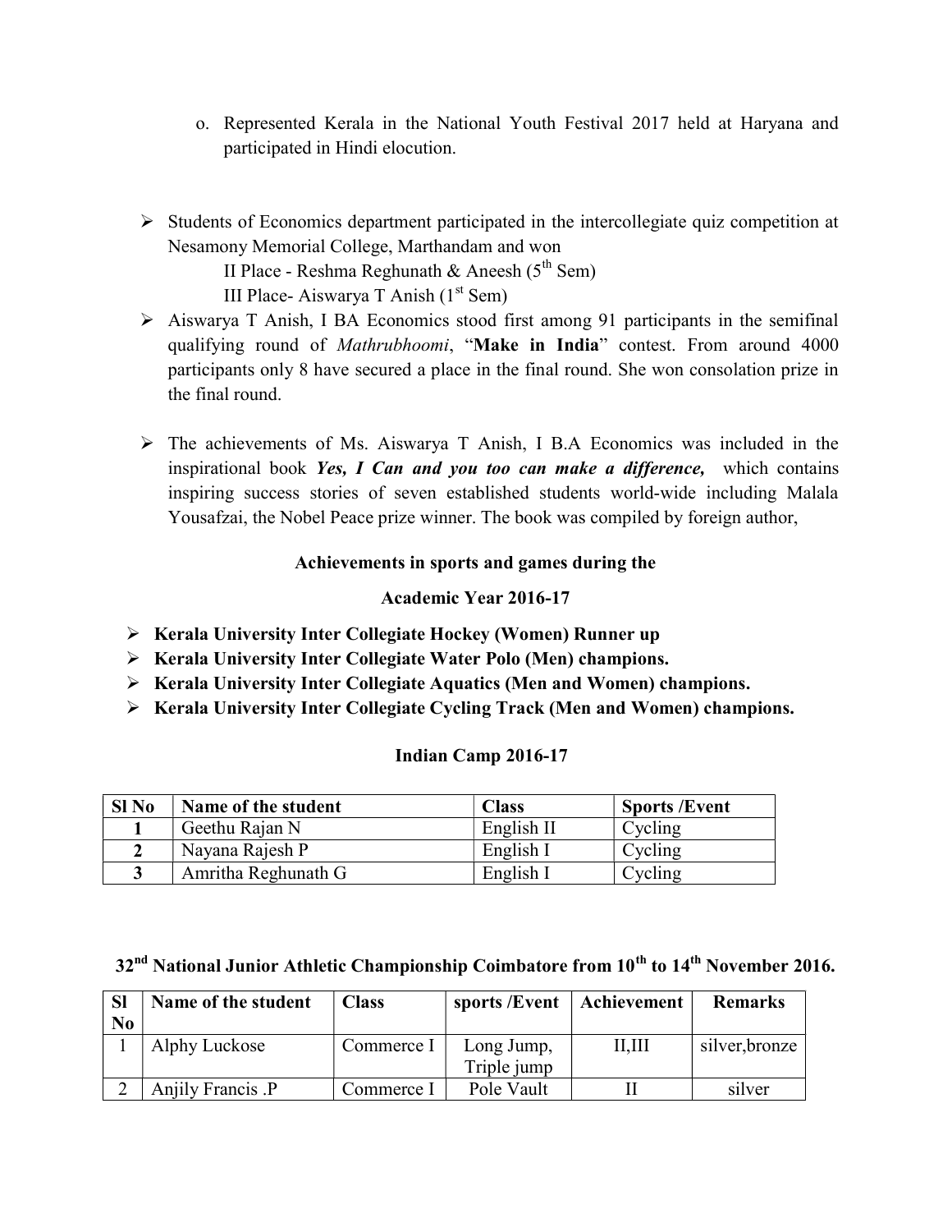o. Represented Kerala in the National Youth Festival 2017 held at Haryana and participated in Hindi elocution.

- Students of Economics department participated in the intercollegiate quiz competition at Nesamony Memorial College, Marthandam and won

  II Place - Reshma Reghunath & Aneesh (5th Sem)

  III Place- Aiswarya T Anish (1st Sem)

- Aiswarya T Anish, I BA Economics stood first among 91 participants in the semifinal qualifying round of *Mathrubhoomi*, "**Make in India**" contest. From around 4000 participants only 8 have secured a place in the final round. She won consolation prize in the final round.

- The achievements of Ms. Aiswarya T Anish, I B.A Economics was included in the inspirational book ***Yes, I Can and you too can make a difference,*** which contains inspiring success stories of seven established students world-wide including Malala Yousafzai, the Nobel Peace prize winner. The book was compiled by foreign author,

### Achievements in sports and games during the Academic Year 2016-17

- **Kerala University Inter Collegiate Hockey (Women) Runner up**
- **Kerala University Inter Collegiate Water Polo (Men) champions.**
- **Kerala University Inter Collegiate Aquatics (Men and Women) champions.**
- **Kerala University Inter Collegiate Cycling Track (Men and Women) champions.**

### Indian Camp 2016-17

| Sl No | Name of the student | Class | Sports /Event |
|---|---|---|---|
| 1 | Geethu Rajan N | English II | Cycling |
| 2 | Nayana Rajesh P | English I | Cycling |
| 3 | Amritha Reghunath G | English I | Cycling |

### 32nd National Junior Athletic Championship Coimbatore from 10th to 14th November 2016.

| Sl No | Name of the student | Class | sports /Event | Achievement | Remarks |
|---|---|---|---|---|---|
| 1 | Alphy Luckose | Commerce I | Long Jump, Triple jump | II,III | silver,bronze |
| 2 | Anjily Francis .P | Commerce I | Pole Vault | II | silver |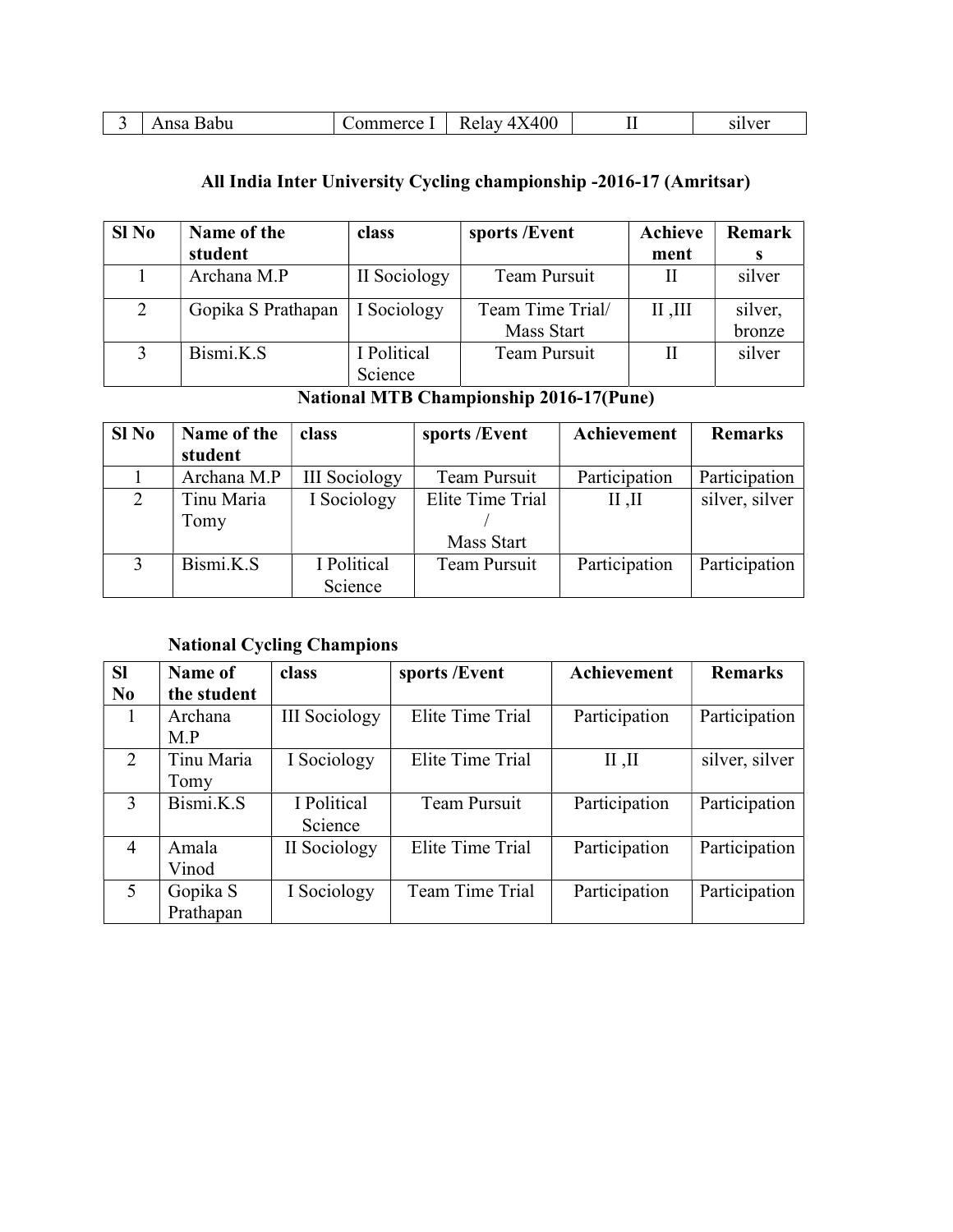| 3 | Ansa Babu | Commerce I | Relay 4X400 | II | silver |
|---|---|---|---|---|---|

**All India Inter University Cycling championship -2016-17 (Amritsar)**

| Sl No | Name of the student | class | sports /Event | Achievement | Remarks |
|---|---|---|---|---|---|
| 1 | Archana M.P | II Sociology | Team Pursuit | II | silver |
| 2 | Gopika S Prathapan | I Sociology | Team Time Trial/ Mass Start | II ,III | silver, bronze |
| 3 | Bismi.K.S | I Political Science | Team Pursuit | II | silver |

**National MTB Championship 2016-17(Pune)**

| Sl No | Name of the student | class | sports /Event | Achievement | Remarks |
|---|---|---|---|---|---|
| 1 | Archana M.P | III Sociology | Team Pursuit | Participation | Participation |
| 2 | Tinu Maria Tomy | I Sociology | Elite Time Trial / Mass Start | II ,II | silver, silver |
| 3 | Bismi.K.S | I Political Science | Team Pursuit | Participation | Participation |

**National Cycling Champions**

| Sl No | Name of the student | class | sports /Event | Achievement | Remarks |
|---|---|---|---|---|---|
| 1 | Archana M.P | III Sociology | Elite Time Trial | Participation | Participation |
| 2 | Tinu Maria Tomy | I Sociology | Elite Time Trial | II ,II | silver, silver |
| 3 | Bismi.K.S | I Political Science | Team Pursuit | Participation | Participation |
| 4 | Amala Vinod | II Sociology | Elite Time Trial | Participation | Participation |
| 5 | Gopika S Prathapan | I Sociology | Team Time Trial | Participation | Participation |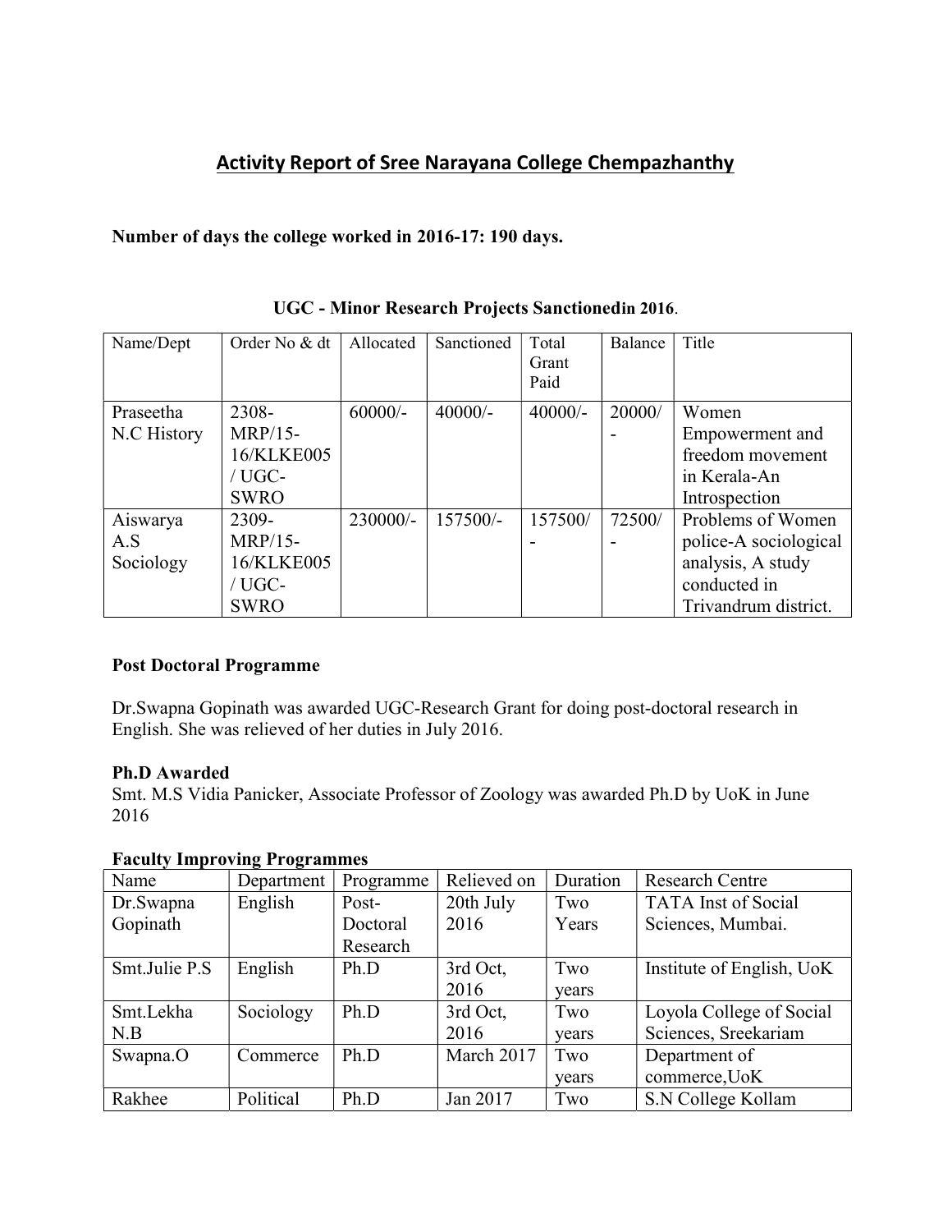# Activity Report of Sree Narayana College Chempazhanthy

**Number of days the college worked in 2016-17: 190 days.**

**UGC - Minor Research Projects Sanctionedin 2016.**

| Name/Dept | Order No & dt | Allocated | Sanctioned | Total Grant Paid | Balance | Title |
|---|---|---|---|---|---|---|
| Praseetha N.C History | 2308-MRP/15-16/KLKE005 / UGC-SWRO | 60000/- | 40000/- | 40000/- | 20000/- | Women Empowerment and freedom movement in Kerala-An Introspection |
| Aiswarya A.S Sociology | 2309-MRP/15-16/KLKE005 / UGC-SWRO | 230000/- | 157500/- | 157500/- | 72500/- | Problems of Women police-A sociological analysis, A study conducted in Trivandrum district. |

**Post Doctoral Programme**

Dr.Swapna Gopinath was awarded UGC-Research Grant for doing post-doctoral research in English. She was relieved of her duties in July 2016.

**Ph.D Awarded**

Smt. M.S Vidia Panicker, Associate Professor of Zoology was awarded Ph.D by UoK in June 2016

**Faculty Improving Programmes**

| Name | Department | Programme | Relieved on | Duration | Research Centre |
|---|---|---|---|---|---|
| Dr.Swapna Gopinath | English | Post-Doctoral Research | 20th July 2016 | Two Years | TATA Inst of Social Sciences, Mumbai. |
| Smt.Julie P.S | English | Ph.D | 3rd Oct, 2016 | Two years | Institute of English, UoK |
| Smt.Lekha N.B | Sociology | Ph.D | 3rd Oct, 2016 | Two years | Loyola College of Social Sciences, Sreekariam |
| Swapna.O | Commerce | Ph.D | March 2017 | Two years | Department of commerce,UoK |
| Rakhee | Political | Ph.D | Jan 2017 | Two | S.N College Kollam |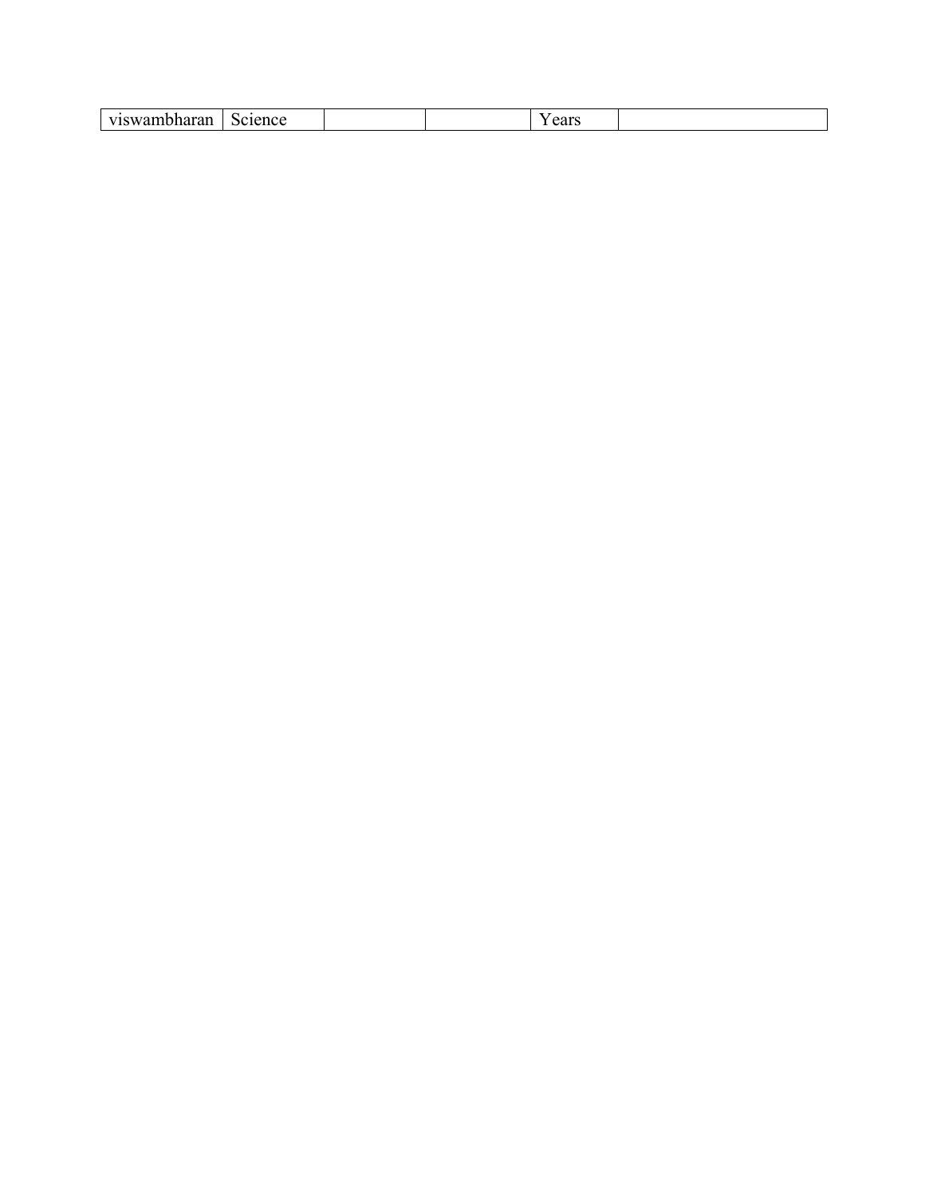| viswambharan | Science | | | Years | |
|---|---|---|---|---|---|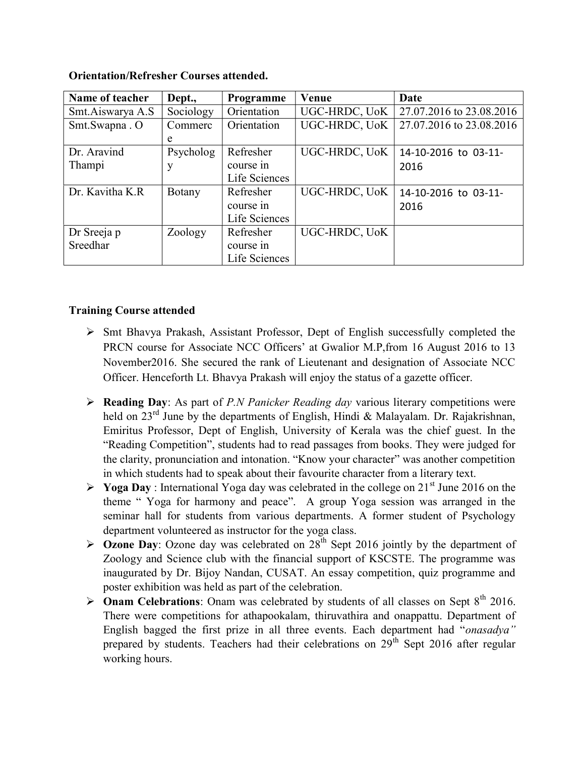**Orientation/Refresher Courses attended.**

| Name of teacher | Dept., | Programme | Venue | Date |
|---|---|---|---|---|
| Smt.Aiswarya A.S | Sociology | Orientation | UGC-HRDC, UoK | 27.07.2016 to 23.08.2016 |
| Smt.Swapna . O | Commerce | Orientation | UGC-HRDC, UoK | 27.07.2016 to 23.08.2016 |
| Dr. Aravind Thampi | Psychology | Refresher course in Life Sciences | UGC-HRDC, UoK | 14-10-2016 to 03-11-2016 |
| Dr. Kavitha K.R | Botany | Refresher course in Life Sciences | UGC-HRDC, UoK | 14-10-2016 to 03-11-2016 |
| Dr Sreeja p Sreedhar | Zoology | Refresher course in Life Sciences | UGC-HRDC, UoK | |

**Training Course attended**

- Smt Bhavya Prakash, Assistant Professor, Dept of English successfully completed the PRCN course for Associate NCC Officers' at Gwalior M.P,from 16 August 2016 to 13 November2016. She secured the rank of Lieutenant and designation of Associate NCC Officer. Henceforth Lt. Bhavya Prakash will enjoy the status of a gazette officer.

- **Reading Day**: As part of *P.N Panicker Reading day* various literary competitions were held on 23rd June by the departments of English, Hindi & Malayalam. Dr. Rajakrishnan, Emiritus Professor, Dept of English, University of Kerala was the chief guest. In the "Reading Competition", students had to read passages from books. They were judged for the clarity, pronunciation and intonation. "Know your character" was another competition in which students had to speak about their favourite character from a literary text.
- **Yoga Day** : International Yoga day was celebrated in the college on 21st June 2016 on the theme " Yoga for harmony and peace". A group Yoga session was arranged in the seminar hall for students from various departments. A former student of Psychology department volunteered as instructor for the yoga class.
- **Ozone Day**: Ozone day was celebrated on 28th Sept 2016 jointly by the department of Zoology and Science club with the financial support of KSCSTE. The programme was inaugurated by Dr. Bijoy Nandan, CUSAT. An essay competition, quiz programme and poster exhibition was held as part of the celebration.
- **Onam Celebrations**: Onam was celebrated by students of all classes on Sept 8th 2016. There were competitions for athapookalam, thiruvathira and onappattu. Department of English bagged the first prize in all three events. Each department had "*onasadya"* prepared by students. Teachers had their celebrations on 29th Sept 2016 after regular working hours.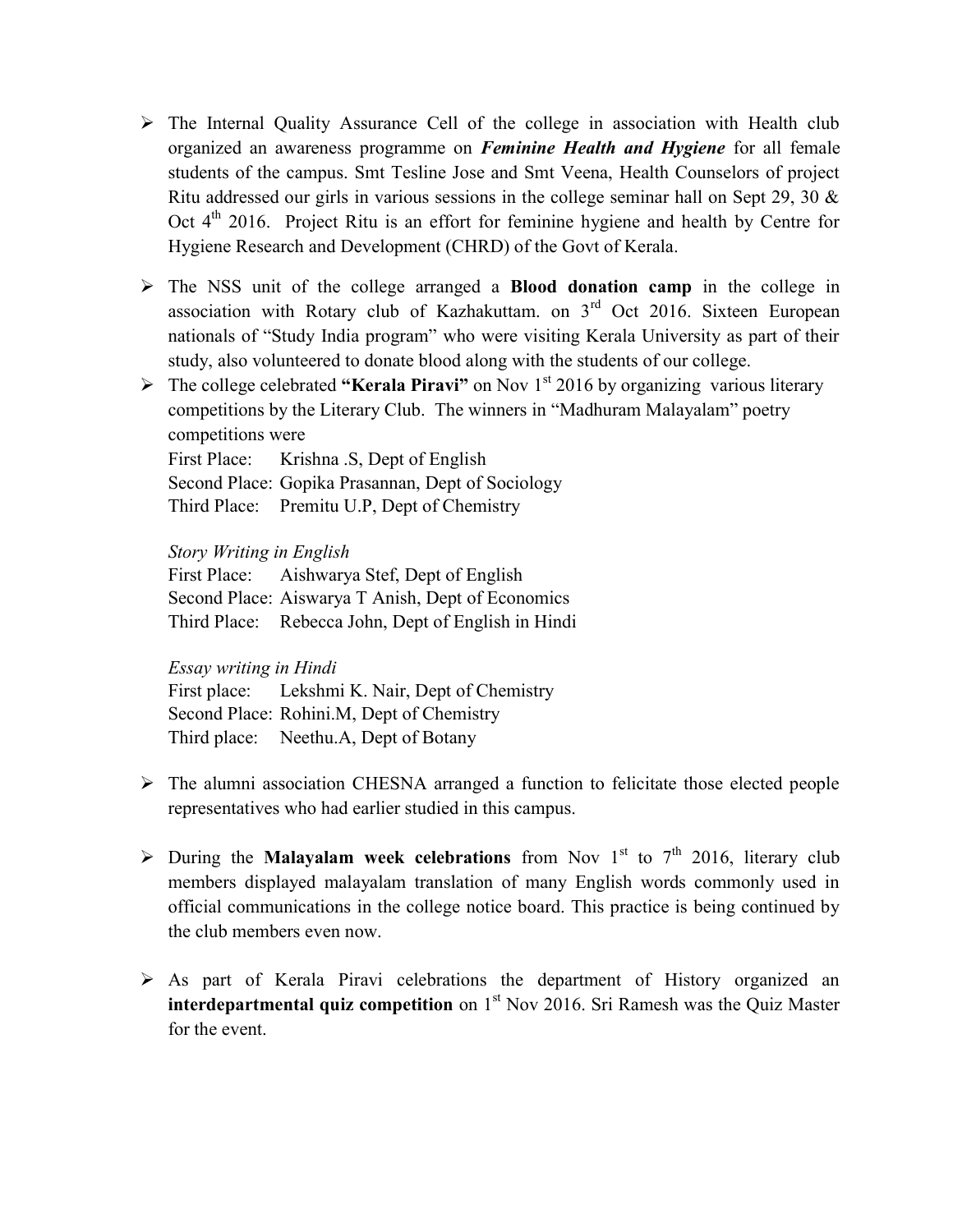- The Internal Quality Assurance Cell of the college in association with Health club organized an awareness programme on ***Feminine Health and Hygiene*** for all female students of the campus. Smt Tesline Jose and Smt Veena, Health Counselors of project Ritu addressed our girls in various sessions in the college seminar hall on Sept 29, 30 & Oct 4th 2016. Project Ritu is an effort for feminine hygiene and health by Centre for Hygiene Research and Development (CHRD) of the Govt of Kerala.

- The NSS unit of the college arranged a **Blood donation camp** in the college in association with Rotary club of Kazhakuttam. on 3rd Oct 2016. Sixteen European nationals of "Study India program" who were visiting Kerala University as part of their study, also volunteered to donate blood along with the students of our college.

- The college celebrated **"Kerala Piravi"** on Nov 1st 2016 by organizing various literary competitions by the Literary Club. The winners in "Madhuram Malayalam" poetry competitions were

  First Place: Krishna .S, Dept of English
  Second Place: Gopika Prasannan, Dept of Sociology
  Third Place: Premitu U.P, Dept of Chemistry

  *Story Writing in English*

  First Place: Aishwarya Stef, Dept of English
  Second Place: Aiswarya T Anish, Dept of Economics
  Third Place: Rebecca John, Dept of English in Hindi

  *Essay writing in Hindi*

  First place: Lekshmi K. Nair, Dept of Chemistry
  Second Place: Rohini.M, Dept of Chemistry
  Third place: Neethu.A, Dept of Botany

- The alumni association CHESNA arranged a function to felicitate those elected people representatives who had earlier studied in this campus.

- During the **Malayalam week celebrations** from Nov 1st to 7th 2016, literary club members displayed malayalam translation of many English words commonly used in official communications in the college notice board. This practice is being continued by the club members even now.

- As part of Kerala Piravi celebrations the department of History organized an **interdepartmental quiz competition** on 1st Nov 2016. Sri Ramesh was the Quiz Master for the event.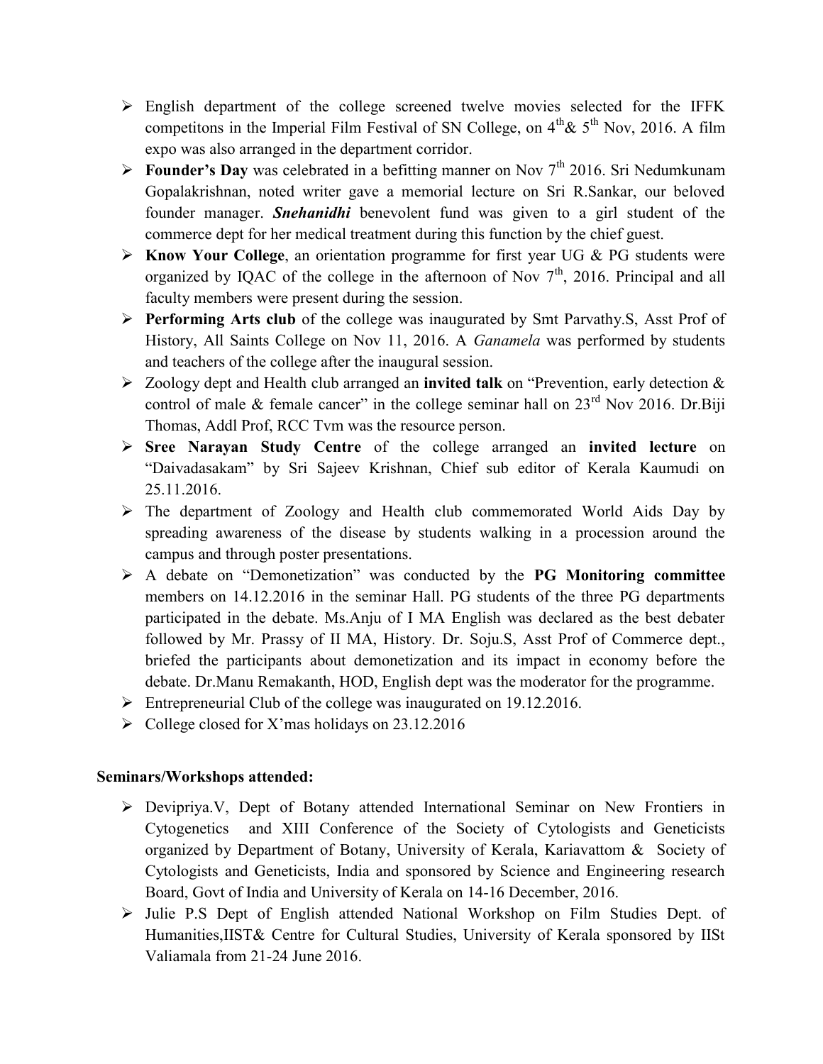- English department of the college screened twelve movies selected for the IFFK competitons in the Imperial Film Festival of SN College, on 4th & 5th Nov, 2016. A film expo was also arranged in the department corridor.
- **Founder's Day** was celebrated in a befitting manner on Nov 7th 2016. Sri Nedumkunam Gopalakrishnan, noted writer gave a memorial lecture on Sri R.Sankar, our beloved founder manager. ***Snehanidhi*** benevolent fund was given to a girl student of the commerce dept for her medical treatment during this function by the chief guest.
- **Know Your College**, an orientation programme for first year UG & PG students were organized by IQAC of the college in the afternoon of Nov 7th, 2016. Principal and all faculty members were present during the session.
- **Performing Arts club** of the college was inaugurated by Smt Parvathy.S, Asst Prof of History, All Saints College on Nov 11, 2016. A *Ganamela* was performed by students and teachers of the college after the inaugural session.
- Zoology dept and Health club arranged an **invited talk** on "Prevention, early detection & control of male & female cancer" in the college seminar hall on 23rd Nov 2016. Dr.Biji Thomas, Addl Prof, RCC Tvm was the resource person.
- **Sree Narayan Study Centre** of the college arranged an **invited lecture** on "Daivadasakam" by Sri Sajeev Krishnan, Chief sub editor of Kerala Kaumudi on 25.11.2016.
- The department of Zoology and Health club commemorated World Aids Day by spreading awareness of the disease by students walking in a procession around the campus and through poster presentations.
- A debate on "Demonetization" was conducted by the **PG Monitoring committee** members on 14.12.2016 in the seminar Hall. PG students of the three PG departments participated in the debate. Ms.Anju of I MA English was declared as the best debater followed by Mr. Prassy of II MA, History. Dr. Soju.S, Asst Prof of Commerce dept., briefed the participants about demonetization and its impact in economy before the debate. Dr.Manu Remakanth, HOD, English dept was the moderator for the programme.
- Entrepreneurial Club of the college was inaugurated on 19.12.2016.
- College closed for X'mas holidays on 23.12.2016

**Seminars/Workshops attended:**

- Devipriya.V, Dept of Botany attended International Seminar on New Frontiers in Cytogenetics and XIII Conference of the Society of Cytologists and Geneticists organized by Department of Botany, University of Kerala, Kariavattom & Society of Cytologists and Geneticists, India and sponsored by Science and Engineering research Board, Govt of India and University of Kerala on 14-16 December, 2016.
- Julie P.S Dept of English attended National Workshop on Film Studies Dept. of Humanities,IIST& Centre for Cultural Studies, University of Kerala sponsored by IISt Valiamala from 21-24 June 2016.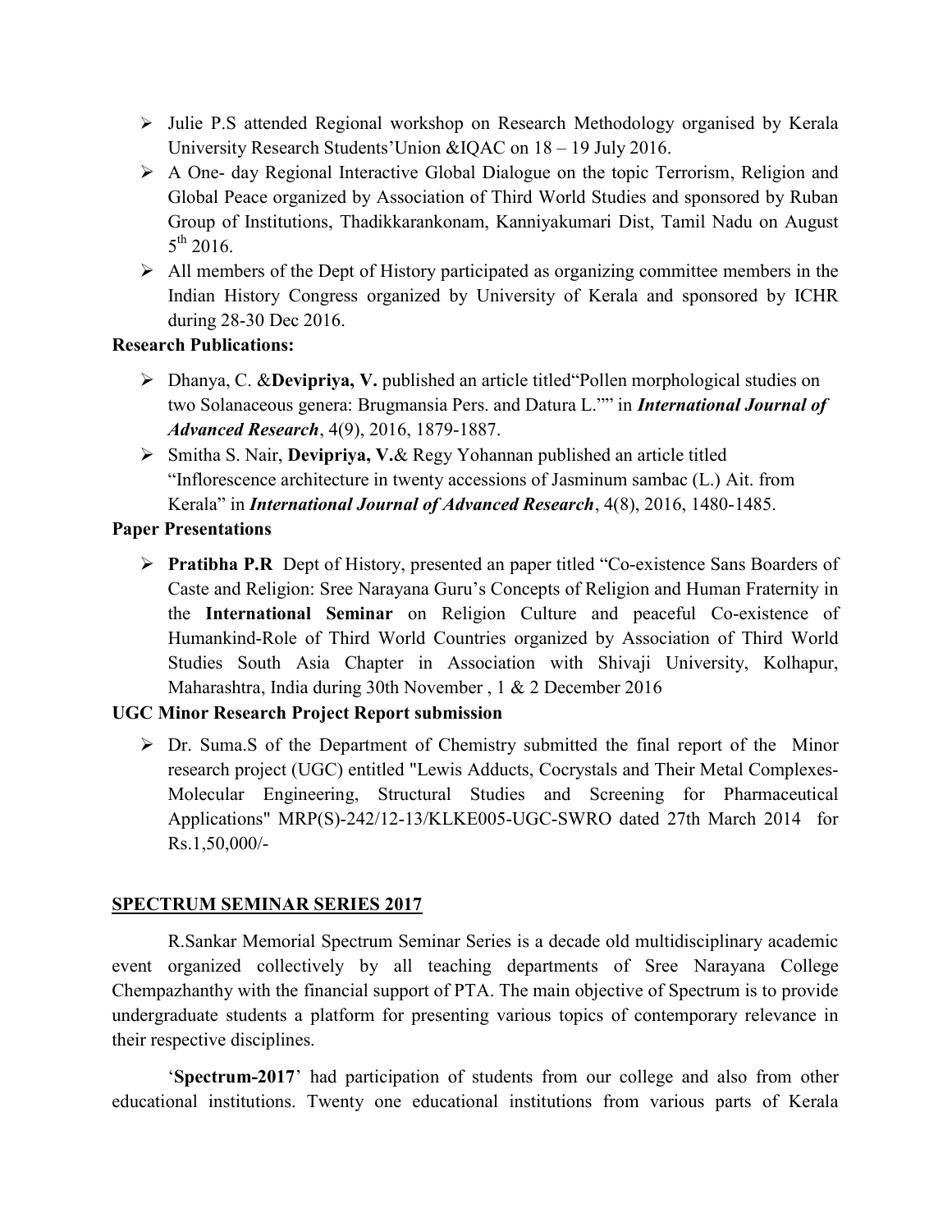- Julie P.S attended Regional workshop on Research Methodology organised by Kerala University Research Students'Union &IQAC on 18 – 19 July 2016.
- A One- day Regional Interactive Global Dialogue on the topic Terrorism, Religion and Global Peace organized by Association of Third World Studies and sponsored by Ruban Group of Institutions, Thadikkarankonam, Kanniyakumari Dist, Tamil Nadu on August 5th 2016.
- All members of the Dept of History participated as organizing committee members in the Indian History Congress organized by University of Kerala and sponsored by ICHR during 28-30 Dec 2016.

**Research Publications:**

- Dhanya, C. &**Devipriya, V.** published an article titled"Pollen morphological studies on two Solanaceous genera: Brugmansia Pers. and Datura L."" in ***International Journal of Advanced Research***, 4(9), 2016, 1879-1887.
- Smitha S. Nair, **Devipriya, V.**& Regy Yohannan published an article titled "Inflorescence architecture in twenty accessions of Jasminum sambac (L.) Ait. from Kerala" in ***International Journal of Advanced Research***, 4(8), 2016, 1480-1485.

**Paper Presentations**

- **Pratibha P.R** Dept of History, presented an paper titled "Co-existence Sans Boarders of Caste and Religion: Sree Narayana Guru's Concepts of Religion and Human Fraternity in the **International Seminar** on Religion Culture and peaceful Co-existence of Humankind-Role of Third World Countries organized by Association of Third World Studies South Asia Chapter in Association with Shivaji University, Kolhapur, Maharashtra, India during 30th November , 1 & 2 December 2016

**UGC Minor Research Project Report submission**

- Dr. Suma.S of the Department of Chemistry submitted the final report of the Minor research project (UGC) entitled "Lewis Adducts, Cocrystals and Their Metal Complexes-Molecular Engineering, Structural Studies and Screening for Pharmaceutical Applications" MRP(S)-242/12-13/KLKE005-UGC-SWRO dated 27th March 2014 for Rs.1,50,000/-

**SPECTRUM SEMINAR SERIES 2017**

R.Sankar Memorial Spectrum Seminar Series is a decade old multidisciplinary academic event organized collectively by all teaching departments of Sree Narayana College Chempazhanthy with the financial support of PTA. The main objective of Spectrum is to provide undergraduate students a platform for presenting various topics of contemporary relevance in their respective disciplines.

'**Spectrum-2017**' had participation of students from our college and also from other educational institutions. Twenty one educational institutions from various parts of Kerala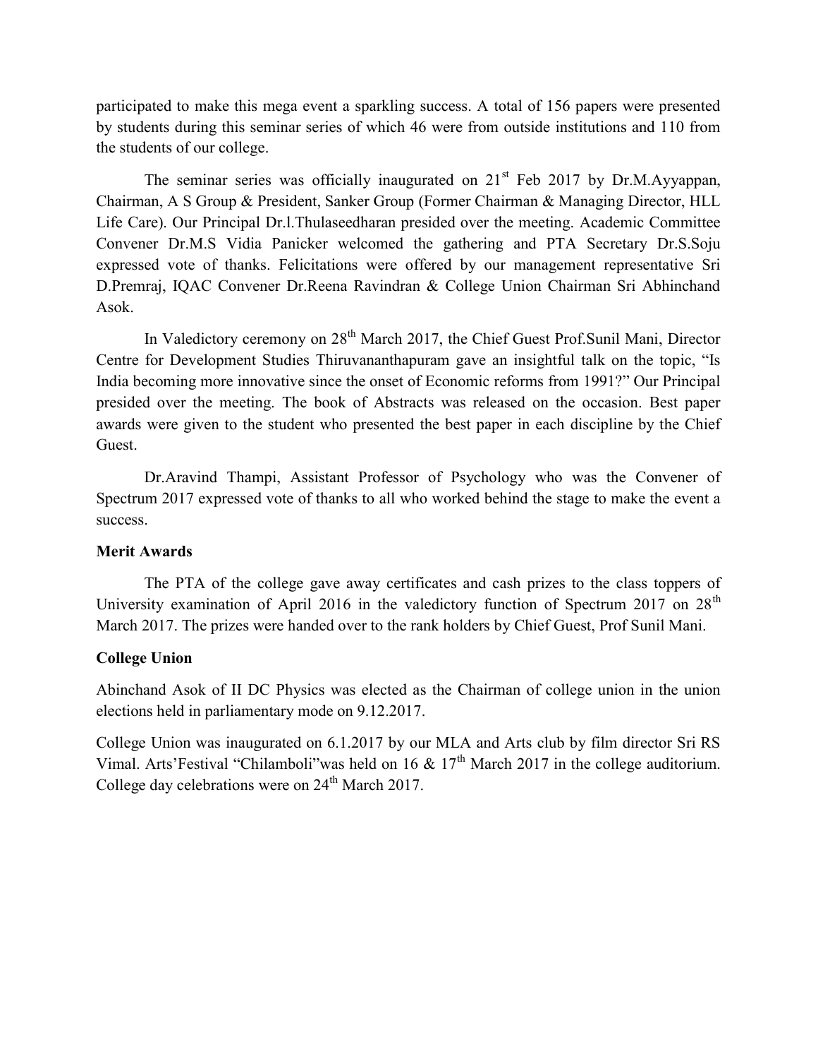participated to make this mega event a sparkling success. A total of 156 papers were presented by students during this seminar series of which 46 were from outside institutions and 110 from the students of our college.

The seminar series was officially inaugurated on 21st Feb 2017 by Dr.M.Ayyappan, Chairman, A S Group & President, Sanker Group (Former Chairman & Managing Director, HLL Life Care). Our Principal Dr.l.Thulaseedharan presided over the meeting. Academic Committee Convener Dr.M.S Vidia Panicker welcomed the gathering and PTA Secretary Dr.S.Soju expressed vote of thanks. Felicitations were offered by our management representative Sri D.Premraj, IQAC Convener Dr.Reena Ravindran & College Union Chairman Sri Abhinchand Asok.

In Valedictory ceremony on 28th March 2017, the Chief Guest Prof.Sunil Mani, Director Centre for Development Studies Thiruvananthapuram gave an insightful talk on the topic, "Is India becoming more innovative since the onset of Economic reforms from 1991?" Our Principal presided over the meeting. The book of Abstracts was released on the occasion. Best paper awards were given to the student who presented the best paper in each discipline by the Chief Guest.

Dr.Aravind Thampi, Assistant Professor of Psychology who was the Convener of Spectrum 2017 expressed vote of thanks to all who worked behind the stage to make the event a success.

**Merit Awards**

The PTA of the college gave away certificates and cash prizes to the class toppers of University examination of April 2016 in the valedictory function of Spectrum 2017 on 28th March 2017. The prizes were handed over to the rank holders by Chief Guest, Prof Sunil Mani.

**College Union**

Abinchand Asok of II DC Physics was elected as the Chairman of college union in the union elections held in parliamentary mode on 9.12.2017.

College Union was inaugurated on 6.1.2017 by our MLA and Arts club by film director Sri RS Vimal. Arts'Festival "Chilamboli"was held on 16 & 17th March 2017 in the college auditorium. College day celebrations were on 24th March 2017.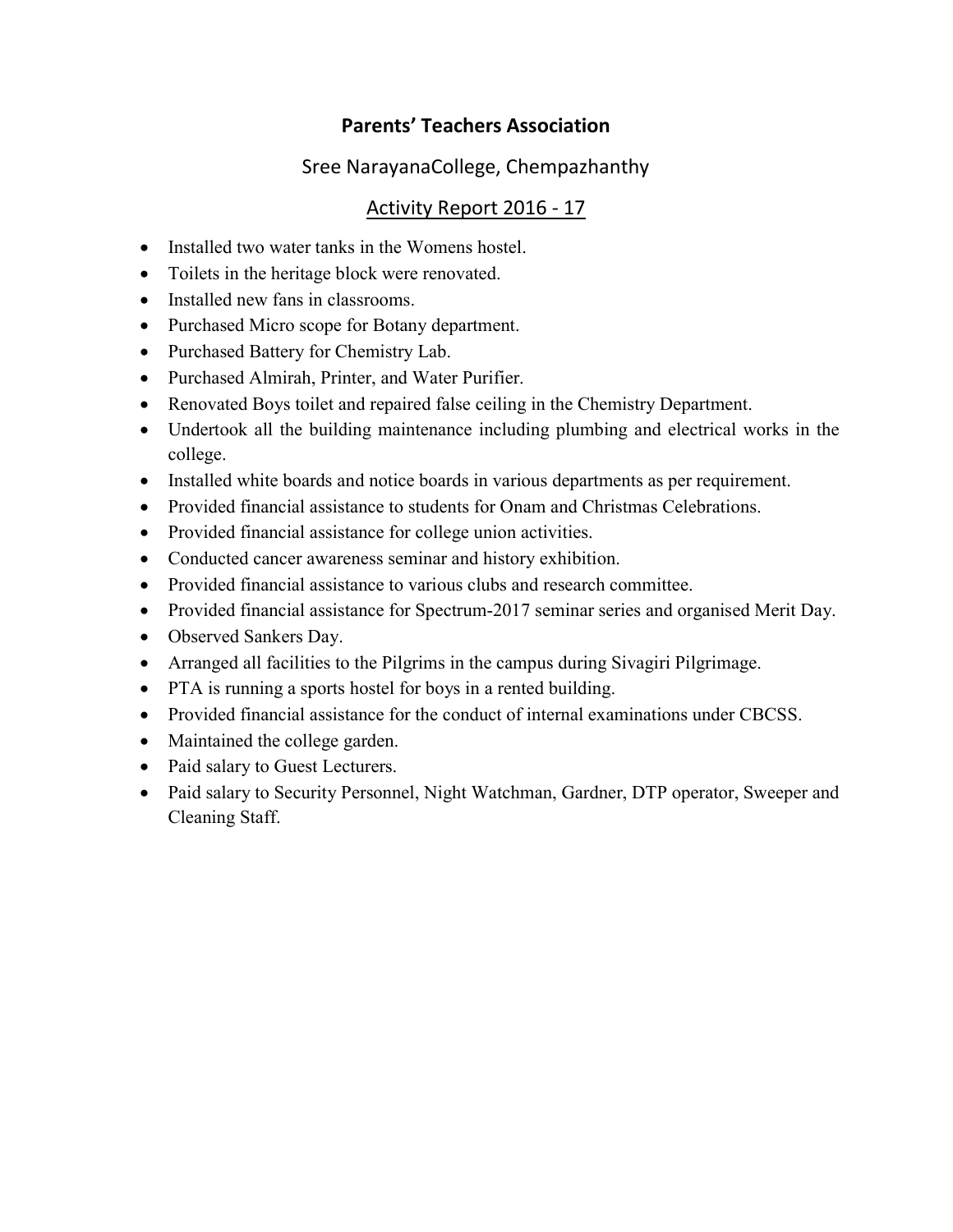## Parents' Teachers Association

Sree NarayanaCollege, Chempazhanthy

Activity Report 2016 - 17

- Installed two water tanks in the Womens hostel.
- Toilets in the heritage block were renovated.
- Installed new fans in classrooms.
- Purchased Micro scope for Botany department.
- Purchased Battery for Chemistry Lab.
- Purchased Almirah, Printer, and Water Purifier.
- Renovated Boys toilet and repaired false ceiling in the Chemistry Department.
- Undertook all the building maintenance including plumbing and electrical works in the college.
- Installed white boards and notice boards in various departments as per requirement.
- Provided financial assistance to students for Onam and Christmas Celebrations.
- Provided financial assistance for college union activities.
- Conducted cancer awareness seminar and history exhibition.
- Provided financial assistance to various clubs and research committee.
- Provided financial assistance for Spectrum-2017 seminar series and organised Merit Day.
- Observed Sankers Day.
- Arranged all facilities to the Pilgrims in the campus during Sivagiri Pilgrimage.
- PTA is running a sports hostel for boys in a rented building.
- Provided financial assistance for the conduct of internal examinations under CBCSS.
- Maintained the college garden.
- Paid salary to Guest Lecturers.
- Paid salary to Security Personnel, Night Watchman, Gardner, DTP operator, Sweeper and Cleaning Staff.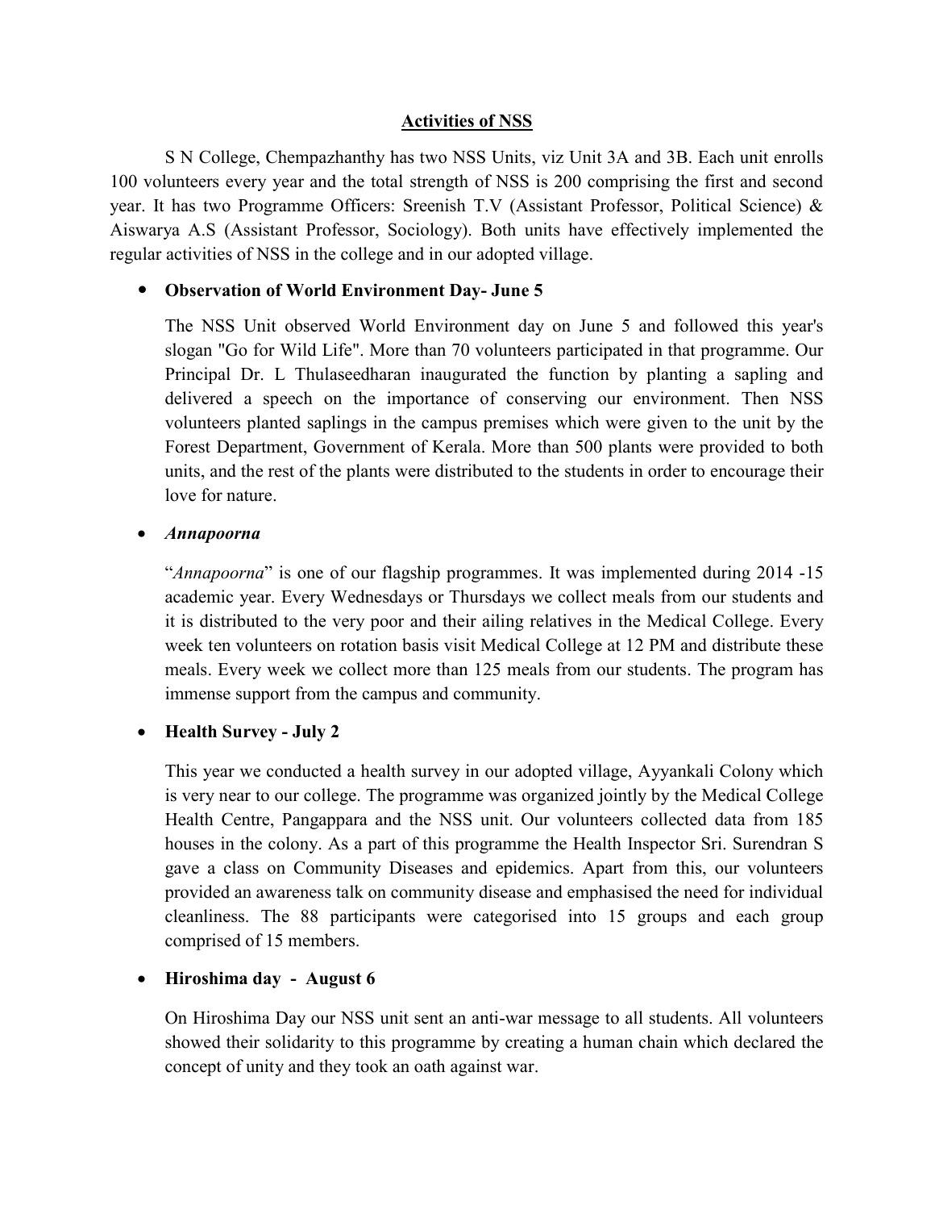# Activities of NSS

S N College, Chempazhanthy has two NSS Units, viz Unit 3A and 3B. Each unit enrolls 100 volunteers every year and the total strength of NSS is 200 comprising the first and second year. It has two Programme Officers: Sreenish T.V (Assistant Professor, Political Science) & Aiswarya A.S (Assistant Professor, Sociology). Both units have effectively implemented the regular activities of NSS in the college and in our adopted village.

- **Observation of World Environment Day- June 5**

  The NSS Unit observed World Environment day on June 5 and followed this year's slogan "Go for Wild Life". More than 70 volunteers participated in that programme. Our Principal Dr. L Thulaseedharan inaugurated the function by planting a sapling and delivered a speech on the importance of conserving our environment. Then NSS volunteers planted saplings in the campus premises which were given to the unit by the Forest Department, Government of Kerala. More than 500 plants were provided to both units, and the rest of the plants were distributed to the students in order to encourage their love for nature.

- ***Annapoorna***

  "*Annapoorna*" is one of our flagship programmes. It was implemented during 2014 -15 academic year. Every Wednesdays or Thursdays we collect meals from our students and it is distributed to the very poor and their ailing relatives in the Medical College. Every week ten volunteers on rotation basis visit Medical College at 12 PM and distribute these meals. Every week we collect more than 125 meals from our students. The program has immense support from the campus and community.

- **Health Survey - July 2**

  This year we conducted a health survey in our adopted village, Ayyankali Colony which is very near to our college. The programme was organized jointly by the Medical College Health Centre, Pangappara and the NSS unit. Our volunteers collected data from 185 houses in the colony. As a part of this programme the Health Inspector Sri. Surendran S gave a class on Community Diseases and epidemics. Apart from this, our volunteers provided an awareness talk on community disease and emphasised the need for individual cleanliness. The 88 participants were categorised into 15 groups and each group comprised of 15 members.

- **Hiroshima day - August 6**

  On Hiroshima Day our NSS unit sent an anti-war message to all students. All volunteers showed their solidarity to this programme by creating a human chain which declared the concept of unity and they took an oath against war.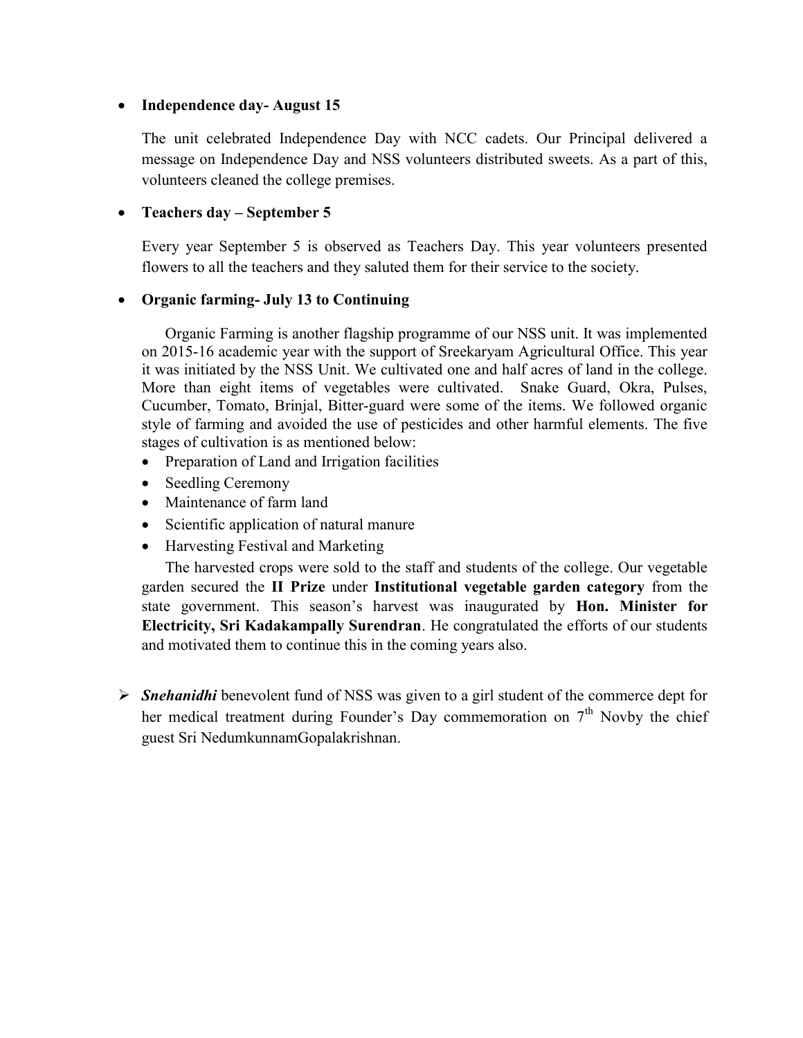- **Independence day- August 15**

  The unit celebrated Independence Day with NCC cadets. Our Principal delivered a message on Independence Day and NSS volunteers distributed sweets. As a part of this, volunteers cleaned the college premises.

- **Teachers day – September 5**

  Every year September 5 is observed as Teachers Day. This year volunteers presented flowers to all the teachers and they saluted them for their service to the society.

- **Organic farming- July 13 to Continuing**

  Organic Farming is another flagship programme of our NSS unit. It was implemented on 2015-16 academic year with the support of Sreekaryam Agricultural Office. This year it was initiated by the NSS Unit. We cultivated one and half acres of land in the college. More than eight items of vegetables were cultivated. Snake Guard, Okra, Pulses, Cucumber, Tomato, Brinjal, Bitter-guard were some of the items. We followed organic style of farming and avoided the use of pesticides and other harmful elements. The five stages of cultivation is as mentioned below:

  - Preparation of Land and Irrigation facilities
  - Seedling Ceremony
  - Maintenance of farm land
  - Scientific application of natural manure
  - Harvesting Festival and Marketing

  The harvested crops were sold to the staff and students of the college. Our vegetable garden secured the **II Prize** under **Institutional vegetable garden category** from the state government. This season's harvest was inaugurated by **Hon. Minister for Electricity, Sri Kadakampally Surendran**. He congratulated the efforts of our students and motivated them to continue this in the coming years also.

- ***Snehanidhi*** benevolent fund of NSS was given to a girl student of the commerce dept for her medical treatment during Founder's Day commemoration on 7th Novby the chief guest Sri NedumkunnamGopalakrishnan.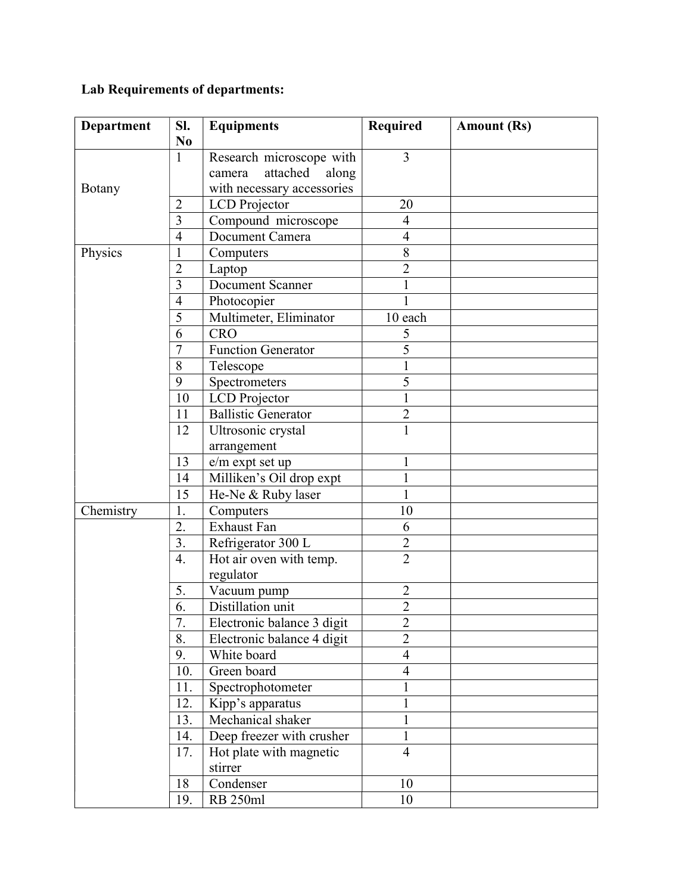**Lab Requirements of departments:**

| Department | Sl. No | Equipments | Required | Amount (Rs) |
|---|---|---|---|---|
| Botany | 1 | Research microscope with camera attached along with necessary accessories | 3 | |
| | 2 | LCD Projector | 20 | |
| | 3 | Compound microscope | 4 | |
| | 4 | Document Camera | 4 | |
| Physics | 1 | Computers | 8 | |
| | 2 | Laptop | 2 | |
| | 3 | Document Scanner | 1 | |
| | 4 | Photocopier | 1 | |
| | 5 | Multimeter, Eliminator | 10 each | |
| | 6 | CRO | 5 | |
| | 7 | Function Generator | 5 | |
| | 8 | Telescope | 1 | |
| | 9 | Spectrometers | 5 | |
| | 10 | LCD Projector | 1 | |
| | 11 | Ballistic Generator | 2 | |
| | 12 | Ultrosonic crystal arrangement | 1 | |
| | 13 | e/m expt set up | 1 | |
| | 14 | Milliken's Oil drop expt | 1 | |
| | 15 | He-Ne & Ruby laser | 1 | |
| Chemistry | 1. | Computers | 10 | |
| | 2. | Exhaust Fan | 6 | |
| | 3. | Refrigerator 300 L | 2 | |
| | 4. | Hot air oven with temp. regulator | 2 | |
| | 5. | Vacuum pump | 2 | |
| | 6. | Distillation unit | 2 | |
| | 7. | Electronic balance 3 digit | 2 | |
| | 8. | Electronic balance 4 digit | 2 | |
| | 9. | White board | 4 | |
| | 10. | Green board | 4 | |
| | 11. | Spectrophotometer | 1 | |
| | 12. | Kipp's apparatus | 1 | |
| | 13. | Mechanical shaker | 1 | |
| | 14. | Deep freezer with crusher | 1 | |
| | 17. | Hot plate with magnetic stirrer | 4 | |
| | 18 | Condenser | 10 | |
| | 19. | RB 250ml | 10 | |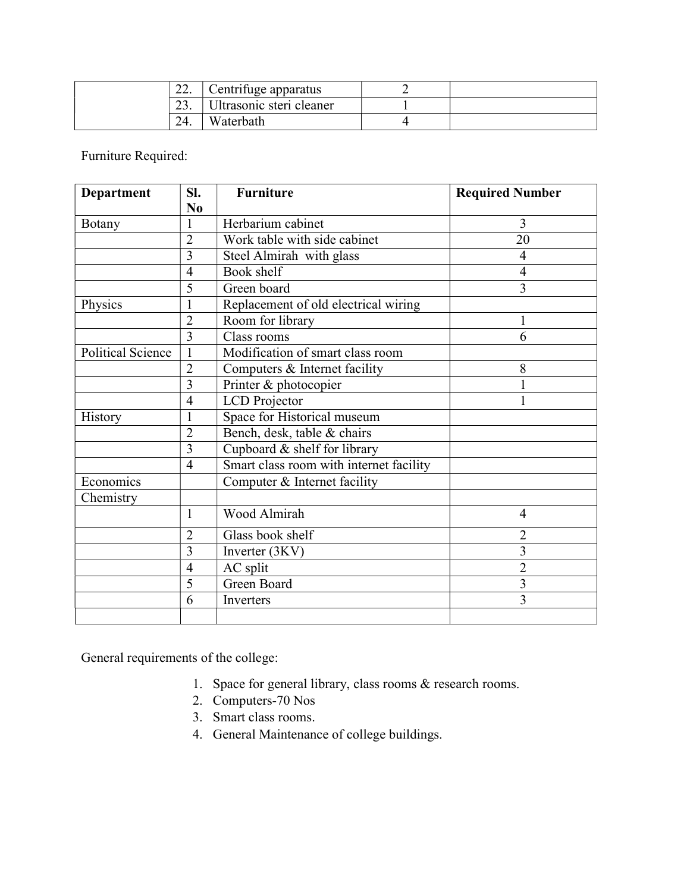| | | | | |
|---|---|---|---|---|
| | 22. | Centrifuge apparatus | 2 | |
| | 23. | Ultrasonic steri cleaner | 1 | |
| | 24. | Waterbath | 4 | |

Furniture Required:

| Department | Sl. No | Furniture | Required Number |
|---|---|---|---|
| Botany | 1 | Herbarium cabinet | 3 |
| | 2 | Work table with side cabinet | 20 |
| | 3 | Steel Almirah with glass | 4 |
| | 4 | Book shelf | 4 |
| | 5 | Green board | 3 |
| Physics | 1 | Replacement of old electrical wiring | |
| | 2 | Room for library | 1 |
| | 3 | Class rooms | 6 |
| Political Science | 1 | Modification of smart class room | |
| | 2 | Computers & Internet facility | 8 |
| | 3 | Printer & photocopier | 1 |
| | 4 | LCD Projector | 1 |
| History | 1 | Space for Historical museum | |
| | 2 | Bench, desk, table & chairs | |
| | 3 | Cupboard & shelf for library | |
| | 4 | Smart class room with internet facility | |
| Economics | | Computer & Internet facility | |
| Chemistry | | | |
| | 1 | Wood Almirah | 4 |
| | 2 | Glass book shelf | 2 |
| | 3 | Inverter (3KV) | 3 |
| | 4 | AC split | 2 |
| | 5 | Green Board | 3 |
| | 6 | Inverters | 3 |
| | | | |

General requirements of the college:

1. Space for general library, class rooms & research rooms.
2. Computers-70 Nos
3. Smart class rooms.
4. General Maintenance of college buildings.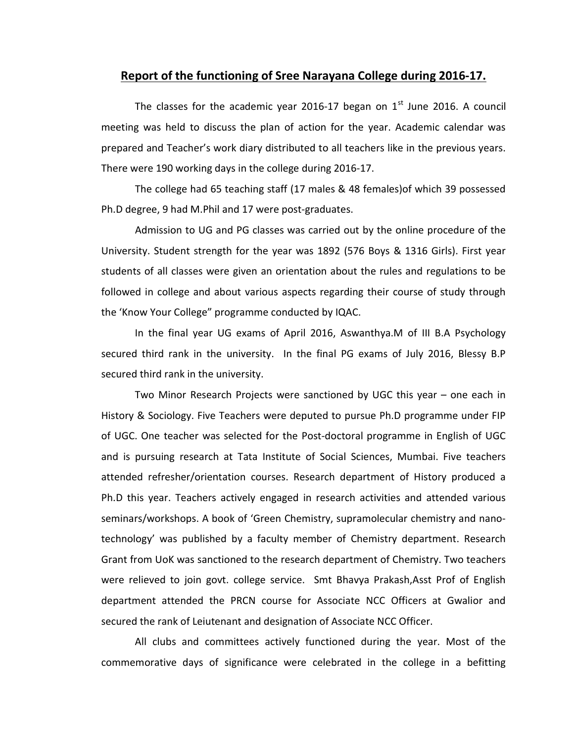## Report of the functioning of Sree Narayana College during 2016-17.

The classes for the academic year 2016-17 began on 1st June 2016. A council meeting was held to discuss the plan of action for the year. Academic calendar was prepared and Teacher's work diary distributed to all teachers like in the previous years. There were 190 working days in the college during 2016-17.

The college had 65 teaching staff (17 males & 48 females)of which 39 possessed Ph.D degree, 9 had M.Phil and 17 were post-graduates.

Admission to UG and PG classes was carried out by the online procedure of the University. Student strength for the year was 1892 (576 Boys & 1316 Girls). First year students of all classes were given an orientation about the rules and regulations to be followed in college and about various aspects regarding their course of study through the 'Know Your College" programme conducted by IQAC.

In the final year UG exams of April 2016, Aswanthya.M of III B.A Psychology secured third rank in the university. In the final PG exams of July 2016, Blessy B.P secured third rank in the university.

Two Minor Research Projects were sanctioned by UGC this year – one each in History & Sociology. Five Teachers were deputed to pursue Ph.D programme under FIP of UGC. One teacher was selected for the Post-doctoral programme in English of UGC and is pursuing research at Tata Institute of Social Sciences, Mumbai. Five teachers attended refresher/orientation courses. Research department of History produced a Ph.D this year. Teachers actively engaged in research activities and attended various seminars/workshops. A book of 'Green Chemistry, supramolecular chemistry and nano-technology' was published by a faculty member of Chemistry department. Research Grant from UoK was sanctioned to the research department of Chemistry. Two teachers were relieved to join govt. college service. Smt Bhavya Prakash,Asst Prof of English department attended the PRCN course for Associate NCC Officers at Gwalior and secured the rank of Leiutenant and designation of Associate NCC Officer.

All clubs and committees actively functioned during the year. Most of the commemorative days of significance were celebrated in the college in a befitting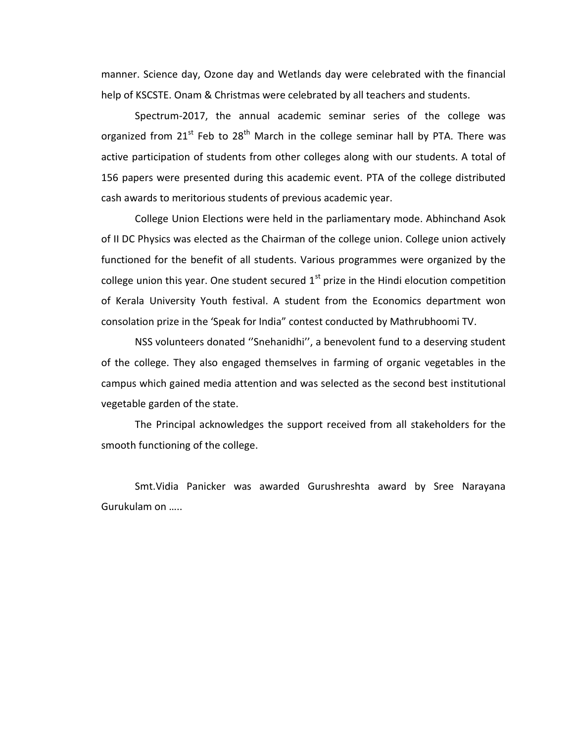manner. Science day, Ozone day and Wetlands day were celebrated with the financial help of KSCSTE. Onam & Christmas were celebrated by all teachers and students.

Spectrum-2017, the annual academic seminar series of the college was organized from 21st Feb to 28th March in the college seminar hall by PTA. There was active participation of students from other colleges along with our students. A total of 156 papers were presented during this academic event. PTA of the college distributed cash awards to meritorious students of previous academic year.

College Union Elections were held in the parliamentary mode. Abhinchand Asok of II DC Physics was elected as the Chairman of the college union. College union actively functioned for the benefit of all students. Various programmes were organized by the college union this year. One student secured 1st prize in the Hindi elocution competition of Kerala University Youth festival. A student from the Economics department won consolation prize in the 'Speak for India" contest conducted by Mathrubhoomi TV.

NSS volunteers donated ''Snehanidhi'', a benevolent fund to a deserving student of the college. They also engaged themselves in farming of organic vegetables in the campus which gained media attention and was selected as the second best institutional vegetable garden of the state.

The Principal acknowledges the support received from all stakeholders for the smooth functioning of the college.

Smt.Vidia Panicker was awarded Gurushreshta award by Sree Narayana Gurukulam on …..